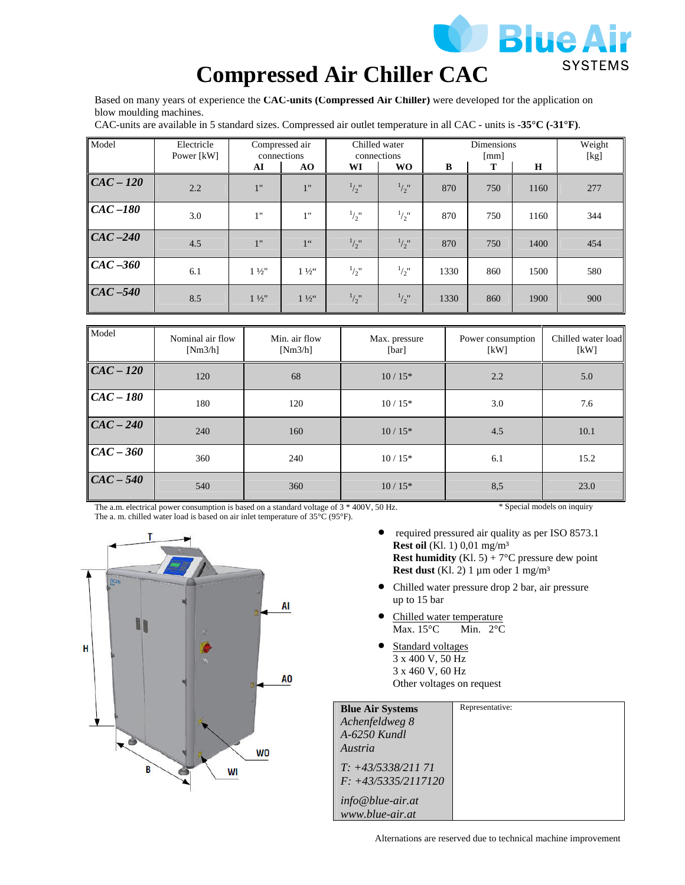# Compressed Air Chiller CAC

Blue Air SYSTEMS

Based on many years of experience the **CAC-units (Compressed Air Chiller)** were developed for the application on blow moulding machines.
CAC-units are available in 5 standard sizes. Compressed air outlet temperature in all CAC - units is **-35°C (-31°F)**.

| Model | Electricle Power [kW] | Compressed air connections | | Chilled water connections | | Dimensions [mm] | | | Weight [kg] |
|---|---|---|---|---|---|---|---|---|---|
| | | **AI** | **AO** | **WI** | **WO** | **B** | **T** | **H** | |
| ***CAC – 120*** | 2.2 | 1" | 1" | 1/2" | 1/2" | 870 | 750 | 1160 | 277 |
| ***CAC –180*** | 3.0 | 1" | 1" | 1/2" | 1/2" | 870 | 750 | 1160 | 344 |
| ***CAC –240*** | 4.5 | 1" | 1" | 1/2" | 1/2" | 870 | 750 | 1400 | 454 |
| ***CAC –360*** | 6.1 | 1 ½" | 1 ½" | 1/2" | 1/2" | 1330 | 860 | 1500 | 580 |
| ***CAC –540*** | 8.5 | 1 ½" | 1 ½" | 1/2" | 1/2" | 1330 | 860 | 1900 | 900 |

| Model | Nominal air flow [Nm3/h] | Min. air flow [Nm3/h] | Max. pressure [bar] | Power consumption [kW] | Chilled water load [kW] |
|---|---|---|---|---|---|
| ***CAC – 120*** | 120 | 68 | 10 / 15* | 2.2 | 5.0 |
| ***CAC – 180*** | 180 | 120 | 10 / 15* | 3.0 | 7.6 |
| ***CAC – 240*** | 240 | 160 | 10 / 15* | 4.5 | 10.1 |
| ***CAC – 360*** | 360 | 240 | 10 / 15* | 6.1 | 15.2 |
| ***CAC – 540*** | 540 | 360 | 10 / 15* | 8,5 | 23.0 |

The a.m. electrical power consumption is based on a standard voltage of 3 * 400V, 50 Hz.
The a. m. chilled water load is based on air inlet temperature of 35°C (95°F).

\* Special models on inquiry

- required pressured air quality as per ISO 8573.1
  **Rest oil** (Kl. 1) 0,01 mg/m³
  **Rest humidity** (Kl. 5) + 7°C pressure dew point
  **Rest dust** (Kl. 2) 1 µm oder 1 mg/m³
- Chilled water pressure drop 2 bar, air pressure up to 15 bar
- Chilled water temperature
  Max. 15°C Min. 2°C
- Standard voltages
  3 x 400 V, 50 Hz
  3 x 460 V, 60 Hz
  Other voltages on request

| **Blue Air Systems**<br>*Achenfeldweg 8*<br>*A-6250 Kundl*<br>*Austria*<br>*T: +43/5338/211 71*<br>*F: +43/5335/2117120*<br>*info@blue-air.at*<br>*www.blue-air.at* | Representative: |
|---|---|

Alternations are reserved due to technical machine improvement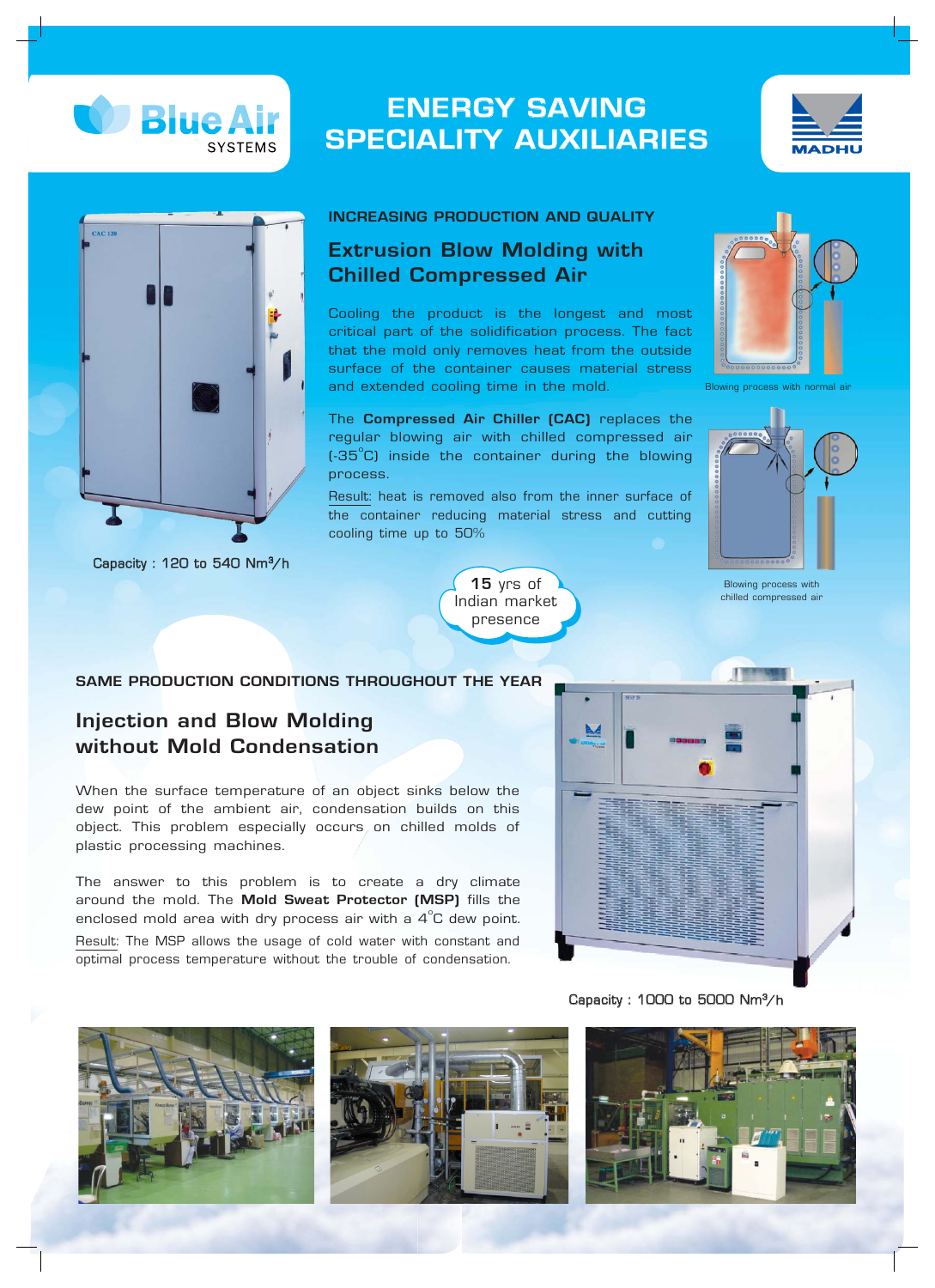Blue Air SYSTEMS

# ENERGY SAVING SPECIALITY AUXILIARIES

MADHU

CAC 120

Capacity : 120 to 540 $Nm^3/h$

**INCREASING PRODUCTION AND QUALITY**

## Extrusion Blow Molding with Chilled Compressed Air

Cooling the product is the longest and most critical part of the solidification process. The fact that the mold only removes heat from the outside surface of the container causes material stress and extended cooling time in the mold.

Blowing process with normal air

The **Compressed Air Chiller (CAC)** replaces the regular blowing air with chilled compressed air (-35°C) inside the container during the blowing process.

Result: heat is removed also from the inner surface of the container reducing material stress and cutting cooling time up to 50%

Blowing process with chilled compressed air

**15** yrs of Indian market presence

**SAME PRODUCTION CONDITIONS THROUGHOUT THE YEAR**

## Injection and Blow Molding without Mold Condensation

When the surface temperature of an object sinks below the dew point of the ambient air, condensation builds on this object. This problem especially occurs on chilled molds of plastic processing machines.

The answer to this problem is to create a dry climate around the mold. The **Mold Sweat Protector (MSP)** fills the enclosed mold area with dry process air with a 4°C dew point.

Result: The MSP allows the usage of cold water with constant and optimal process temperature without the trouble of condensation.

Capacity : 1000 to 5000 $Nm^3/h$